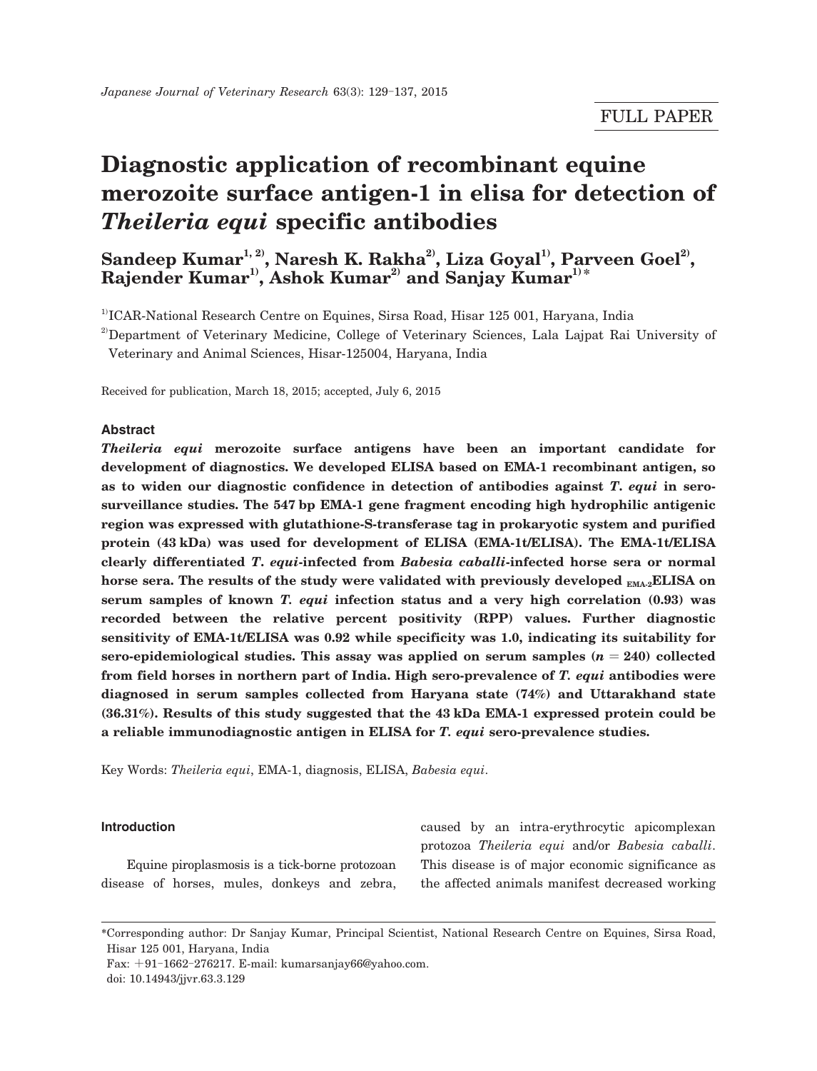FULL PAPER

# Diagnostic application of recombinant equine merozoite surface antigen-1 in elisa for detection of *Theileria equi* specific antibodies

**Sandeep Kumar[1, 2], Naresh K. Rakha[2], Liza Goyal[1], Parveen Goel[2], Rajender Kumar[1], Ashok Kumar[2] and Sanjay Kumar[1]***

[1]ICAR-National Research Centre on Equines, Sirsa Road, Hisar 125 001, Haryana, India

[2]Department of Veterinary Medicine, College of Veterinary Sciences, Lala Lajpat Rai University of Veterinary and Animal Sciences, Hisar-125004, Haryana, India

Received for publication, March 18, 2015; accepted, July 6, 2015

### Abstract

***Theileria equi*** **merozoite surface antigens have been an important candidate for development of diagnostics. We developed ELISA based on EMA-1 recombinant antigen, so as to widen our diagnostic confidence in detection of antibodies against *T. equi* in sero-surveillance studies. The 547 bp EMA-1 gene fragment encoding high hydrophilic antigenic region was expressed with glutathione-S-transferase tag in prokaryotic system and purified protein (43 kDa) was used for development of ELISA (EMA-1t/ELISA). The EMA-1t/ELISA clearly differentiated *T. equi*-infected from *Babesia caballi*-infected horse sera or normal horse sera. The results of the study were validated with previously developed $_{\text{EMA-2}}$ELISA on serum samples of known *T. equi* infection status and a very high correlation (0.93) was recorded between the relative percent positivity (RPP) values. Further diagnostic sensitivity of EMA-1t/ELISA was 0.92 while specificity was 1.0, indicating its suitability for sero-epidemiological studies. This assay was applied on serum samples ($n = 240$) collected from field horses in northern part of India. High sero-prevalence of *T. equi* antibodies were diagnosed in serum samples collected from Haryana state (74%) and Uttarakhand state (36.31%). Results of this study suggested that the 43 kDa EMA-1 expressed protein could be a reliable immunodiagnostic antigen in ELISA for *T. equi* sero-prevalence studies.**

Key Words: *Theileria equi*, EMA-1, diagnosis, ELISA, *Babesia equi*.

### Introduction

Equine piroplasmosis is a tick-borne protozoan disease of horses, mules, donkeys and zebra, caused by an intra-erythrocytic apicomplexan protozoa *Theileria equi* and/or *Babesia caballi*. This disease is of major economic significance as the affected animals manifest decreased working

*Corresponding author: Dr Sanjay Kumar, Principal Scientist, National Research Centre on Equines, Sirsa Road, Hisar 125 001, Haryana, India
Fax: +91-1662-276217. E-mail: kumarsanjay66@yahoo.com.
doi: 10.14943/jjvr.63.3.129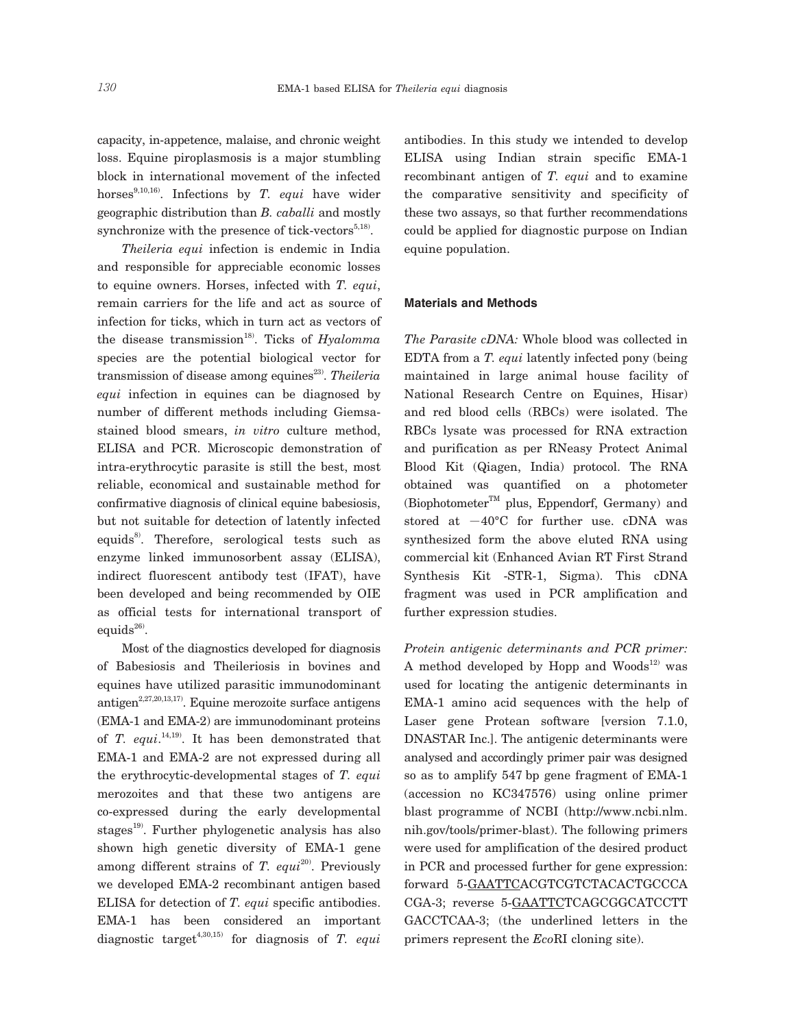capacity, in-appetence, malaise, and chronic weight loss. Equine piroplasmosis is a major stumbling block in international movement of the infected horses[9,10,16]. Infections by *T. equi* have wider geographic distribution than *B. caballi* and mostly synchronize with the presence of tick-vectors[5,18].

*Theileria equi* infection is endemic in India and responsible for appreciable economic losses to equine owners. Horses, infected with *T. equi*, remain carriers for the life and act as source of infection for ticks, which in turn act as vectors of the disease transmission[18]. Ticks of *Hyalomma* species are the potential biological vector for transmission of disease among equines[23]. *Theileria equi* infection in equines can be diagnosed by number of different methods including Giemsa-stained blood smears, *in vitro* culture method, ELISA and PCR. Microscopic demonstration of intra-erythrocytic parasite is still the best, most reliable, economical and sustainable method for confirmative diagnosis of clinical equine babesiosis, but not suitable for detection of latently infected equids[8]. Therefore, serological tests such as enzyme linked immunosorbent assay (ELISA), indirect fluorescent antibody test (IFAT), have been developed and being recommended by OIE as official tests for international transport of equids[26].

Most of the diagnostics developed for diagnosis of Babesiosis and Theileriosis in bovines and equines have utilized parasitic immunodominant antigen[2,27,20,13,17]. Equine merozoite surface antigens (EMA-1 and EMA-2) are immunodominant proteins of *T. equi*.[14,19]. It has been demonstrated that EMA-1 and EMA-2 are not expressed during all the erythrocytic-developmental stages of *T. equi* merozoites and that these two antigens are co-expressed during the early developmental stages[19]. Further phylogenetic analysis has also shown high genetic diversity of EMA-1 gene among different strains of *T. equi*[20]. Previously we developed EMA-2 recombinant antigen based ELISA for detection of *T. equi* specific antibodies. EMA-1 has been considered an important diagnostic target[4,30,15] for diagnosis of *T. equi* antibodies. In this study we intended to develop ELISA using Indian strain specific EMA-1 recombinant antigen of *T. equi* and to examine the comparative sensitivity and specificity of these two assays, so that further recommendations could be applied for diagnostic purpose on Indian equine population.

## Materials and Methods

*The Parasite cDNA:* Whole blood was collected in EDTA from a *T. equi* latently infected pony (being maintained in large animal house facility of National Research Centre on Equines, Hisar) and red blood cells (RBCs) were isolated. The RBCs lysate was processed for RNA extraction and purification as per RNeasy Protect Animal Blood Kit (Qiagen, India) protocol. The RNA obtained was quantified on a photometer (Biophotometer™ plus, Eppendorf, Germany) and stored at −40°C for further use. cDNA was synthesized form the above eluted RNA using commercial kit (Enhanced Avian RT First Strand Synthesis Kit -STR-1, Sigma). This cDNA fragment was used in PCR amplification and further expression studies.

*Protein antigenic determinants and PCR primer:* A method developed by Hopp and Woods[12] was used for locating the antigenic determinants in EMA-1 amino acid sequences with the help of Laser gene Protean software [version 7.1.0, DNASTAR Inc.]. The antigenic determinants were analysed and accordingly primer pair was designed so as to amplify 547 bp gene fragment of EMA-1 (accession no KC347576) using online primer blast programme of NCBI (http://www.ncbi.nlm.nih.gov/tools/primer-blast). The following primers were used for amplification of the desired product in PCR and processed further for gene expression: forward 5-<u>GAATTC</u>ACGTCGTCTACACTGCCCACGA-3; reverse 5-<u>GAATTC</u>TCAGCGGCATCCTTGACCTCAA-3; (the underlined letters in the primers represent the *Eco*RI cloning site).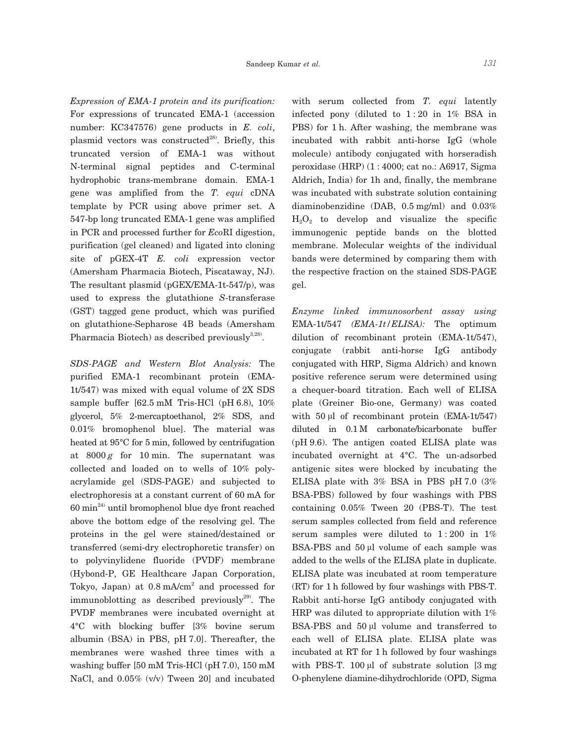*Expression of EMA-1 protein and its purification:* For expressions of truncated EMA-1 (accession number: KC347576) gene products in *E. coli*, plasmid vectors was constructed[28]. Briefly, this truncated version of EMA-1 was without N-terminal signal peptides and C-terminal hydrophobic trans-membrane domain. EMA-1 gene was amplified from the *T. equi* cDNA template by PCR using above primer set. A 547-bp long truncated EMA-1 gene was amplified in PCR and processed further for *Eco*RI digestion, purification (gel cleaned) and ligated into cloning site of pGEX-4T *E. coli* expression vector (Amersham Pharmacia Biotech, Piscataway, NJ). The resultant plasmid (pGEX/EMA-1t-547/p), was used to express the glutathione *S*-transferase (GST) tagged gene product, which was purified on glutathione-Sepharose 4B beads (Amersham Pharmacia Biotech) as described previously[3,28].

*SDS-PAGE and Western Blot Analysis:* The purified EMA-1 recombinant protein (EMA-1t/547) was mixed with equal volume of 2X SDS sample buffer [62.5 mM Tris-HCl (pH 6.8), 10% glycerol, 5% 2-mercaptoethanol, 2% SDS, and 0.01% bromophenol blue]. The material was heated at 95°C for 5 min, followed by centrifugation at 8000 *g* for 10 min. The supernatant was collected and loaded on to wells of 10% poly-acrylamide gel (SDS-PAGE) and subjected to electrophoresis at a constant current of 60 mA for 60 min[24] until bromophenol blue dye front reached above the bottom edge of the resolving gel. The proteins in the gel were stained/destained or transferred (semi-dry electrophoretic transfer) on to polyvinylidene fluoride (PVDF) membrane (Hybond-P, GE Healthcare Japan Corporation, Tokyo, Japan) at 0.8 mA/cm$^2$ and processed for immunoblotting as described previously[29]. The PVDF membranes were incubated overnight at 4°C with blocking buffer [3% bovine serum albumin (BSA) in PBS, pH 7.0]. Thereafter, the membranes were washed three times with a washing buffer [50 mM Tris-HCl (pH 7.0), 150 mM NaCl, and 0.05% (v/v) Tween 20] and incubated with serum collected from *T. equi* latently infected pony (diluted to 1 : 20 in 1% BSA in PBS) for 1 h. After washing, the membrane was incubated with rabbit anti-horse IgG (whole molecule) antibody conjugated with horseradish peroxidase (HRP) (1 : 4000; cat no.: A6917, Sigma Aldrich, India) for 1h and, finally, the membrane was incubated with substrate solution containing diaminobenzidine (DAB, 0.5 mg/ml) and 0.03% $H_2O_2$ to develop and visualize the specific immunogenic peptide bands on the blotted membrane. Molecular weights of the individual bands were determined by comparing them with the respective fraction on the stained SDS-PAGE gel.

*Enzyme linked immunosorbent assay using* EMA-1t/547 *(EMA-1t/ELISA):* The optimum dilution of recombinant protein (EMA-1t/547), conjugate (rabbit anti-horse IgG antibody conjugated with HRP, Sigma Aldrich) and known positive reference serum were determined using a chequer-board titration. Each well of ELISA plate (Greiner Bio-one, Germany) was coated with 50 µl of recombinant protein (EMA-1t/547) diluted in 0.1 M carbonate/bicarbonate buffer (pH 9.6). The antigen coated ELISA plate was incubated overnight at 4°C. The un-adsorbed antigenic sites were blocked by incubating the ELISA plate with 3% BSA in PBS pH 7.0 (3% BSA-PBS) followed by four washings with PBS containing 0.05% Tween 20 (PBS-T). The test serum samples collected from field and reference serum samples were diluted to 1 : 200 in 1% BSA-PBS and 50 µl volume of each sample was added to the wells of the ELISA plate in duplicate. ELISA plate was incubated at room temperature (RT) for 1 h followed by four washings with PBS-T. Rabbit anti-horse IgG antibody conjugated with HRP was diluted to appropriate dilution with 1% BSA-PBS and 50 µl volume and transferred to each well of ELISA plate. ELISA plate was incubated at RT for 1 h followed by four washings with PBS-T. 100 µl of substrate solution [3 mg O-phenylene diamine-dihydrochloride (OPD, Sigma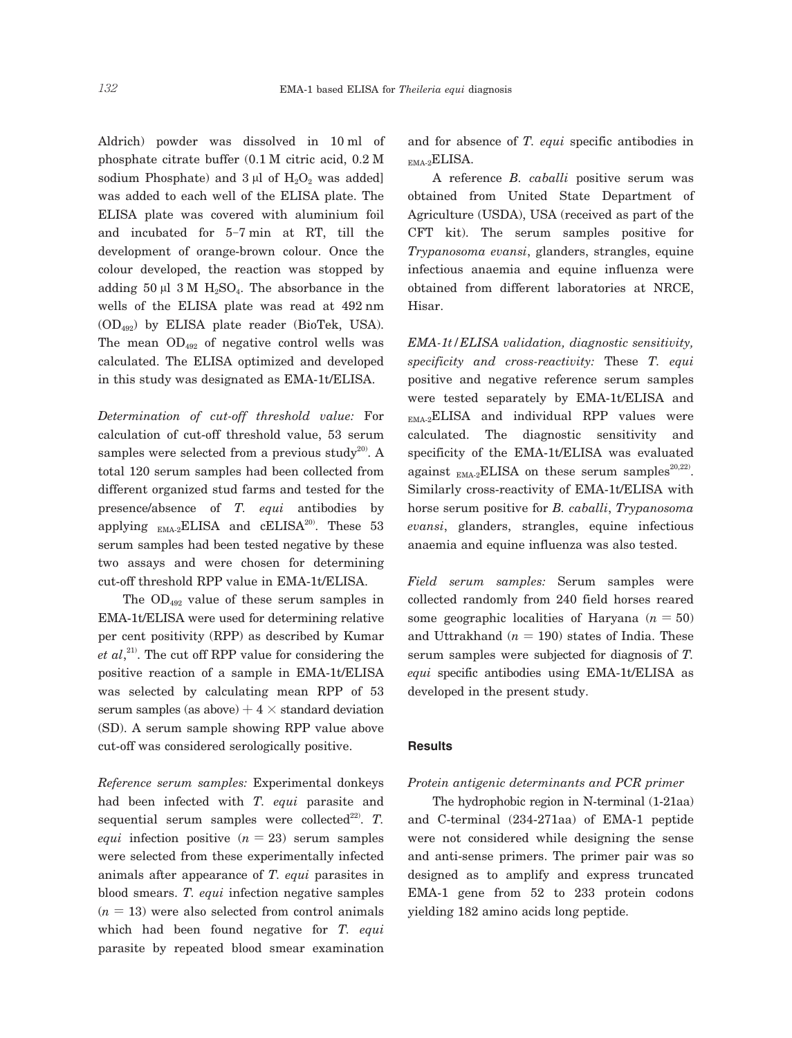Aldrich) powder was dissolved in 10 ml of phosphate citrate buffer (0.1 M citric acid, 0.2 M sodium Phosphate) and 3 µl of $H_2O_2$ was added] was added to each well of the ELISA plate. The ELISA plate was covered with aluminium foil and incubated for 5–7 min at RT, till the development of orange-brown colour. Once the colour developed, the reaction was stopped by adding 50 µl 3 M $H_2SO_4$. The absorbance in the wells of the ELISA plate was read at 492 nm ($OD_{492}$) by ELISA plate reader (BioTek, USA). The mean $OD_{492}$ of negative control wells was calculated. The ELISA optimized and developed in this study was designated as EMA-1t/ELISA.

*Determination of cut-off threshold value:* For calculation of cut-off threshold value, 53 serum samples were selected from a previous study[20]. A total 120 serum samples had been collected from different organized stud farms and tested for the presence/absence of *T. equi* antibodies by applying $_{\text{EMA-2}}$ELISA and cELISA[20]. These 53 serum samples had been tested negative by these two assays and were chosen for determining cut-off threshold RPP value in EMA-1t/ELISA.

The $OD_{492}$ value of these serum samples in EMA-1t/ELISA were used for determining relative per cent positivity (RPP) as described by Kumar *et al*,[21]. The cut off RPP value for considering the positive reaction of a sample in EMA-1t/ELISA was selected by calculating mean RPP of 53 serum samples (as above) $+ 4 \times$ standard deviation (SD). A serum sample showing RPP value above cut-off was considered serologically positive.

*Reference serum samples:* Experimental donkeys had been infected with *T. equi* parasite and sequential serum samples were collected[22]. *T. equi* infection positive ($n = 23$) serum samples were selected from these experimentally infected animals after appearance of *T. equi* parasites in blood smears. *T. equi* infection negative samples ($n = 13$) were also selected from control animals which had been found negative for *T. equi* parasite by repeated blood smear examination and for absence of *T. equi* specific antibodies in $_{\text{EMA-2}}$ELISA.

A reference *B. caballi* positive serum was obtained from United State Department of Agriculture (USDA), USA (received as part of the CFT kit). The serum samples positive for *Trypanosoma evansi*, glanders, strangles, equine infectious anaemia and equine influenza were obtained from different laboratories at NRCE, Hisar.

*EMA-1t/ELISA validation, diagnostic sensitivity, specificity and cross-reactivity:* These *T. equi* positive and negative reference serum samples were tested separately by EMA-1t/ELISA and $_{\text{EMA-2}}$ELISA and individual RPP values were calculated. The diagnostic sensitivity and specificity of the EMA-1t/ELISA was evaluated against $_{\text{EMA-2}}$ELISA on these serum samples[20,22]. Similarly cross-reactivity of EMA-1t/ELISA with horse serum positive for *B. caballi*, *Trypanosoma evansi*, glanders, strangles, equine infectious anaemia and equine influenza was also tested.

*Field serum samples:* Serum samples were collected randomly from 240 field horses reared some geographic localities of Haryana ($n = 50$) and Uttrakhand ($n = 190$) states of India. These serum samples were subjected for diagnosis of *T. equi* specific antibodies using EMA-1t/ELISA as developed in the present study.

## Results

*Protein antigenic determinants and PCR primer*

The hydrophobic region in N-terminal (1-21aa) and C-terminal (234-271aa) of EMA-1 peptide were not considered while designing the sense and anti-sense primers. The primer pair was so designed as to amplify and express truncated EMA-1 gene from 52 to 233 protein codons yielding 182 amino acids long peptide.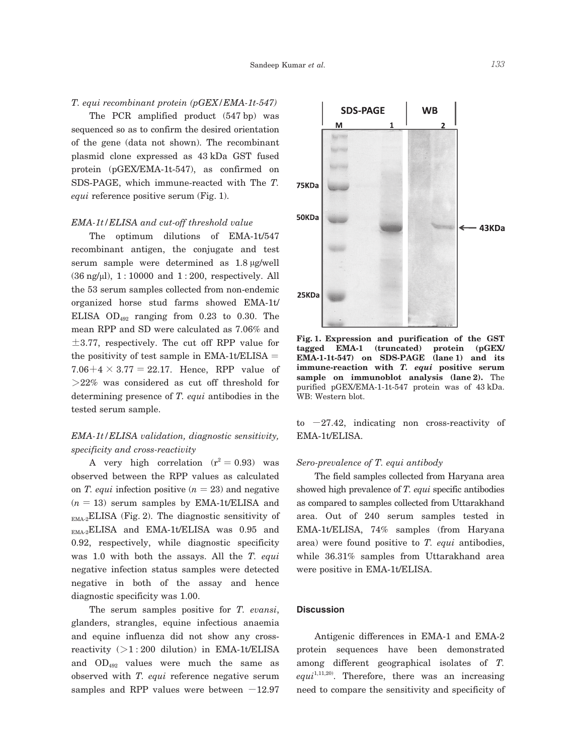*T. equi recombinant protein (pGEX/EMA-1t-547)*

The PCR amplified product (547 bp) was sequenced so as to confirm the desired orientation of the gene (data not shown). The recombinant plasmid clone expressed as 43 kDa GST fused protein (pGEX/EMA-1t-547), as confirmed on SDS-PAGE, which immune-reacted with The *T. equi* reference positive serum (Fig. 1).

*EMA-1t/ELISA and cut-off threshold value*

The optimum dilutions of EMA-1t/547 recombinant antigen, the conjugate and test serum sample were determined as 1.8 μg/well (36 ng/μl), 1 : 10000 and 1 : 200, respectively. All the 53 serum samples collected from non-endemic organized horse stud farms showed EMA-1t/ELISA $OD_{492}$ ranging from 0.23 to 0.30. The mean RPP and SD were calculated as 7.06% and ±3.77, respectively. The cut off RPP value for the positivity of test sample in EMA-1t/ELISA = $7.06 + 4 \times 3.77 = 22.17$. Hence, RPP value of >22% was considered as cut off threshold for determining presence of *T. equi* antibodies in the tested serum sample.

*EMA-1t/ELISA validation, diagnostic sensitivity, specificity and cross-reactivity*

A very high correlation ($r^2 = 0.93$) was observed between the RPP values as calculated on *T. equi* infection positive ($n = 23$) and negative ($n = 13$) serum samples by EMA-1t/ELISA and $_{EMA\text{-}2}$ELISA (Fig. 2). The diagnostic sensitivity of $_{EMA\text{-}2}$ELISA and EMA-1t/ELISA was 0.95 and 0.92, respectively, while diagnostic specificity was 1.0 with both the assays. All the *T. equi* negative infection status samples were detected negative in both of the assay and hence diagnostic specificity was 1.00.

The serum samples positive for *T. evansi*, glanders, strangles, equine infectious anaemia and equine influenza did not show any cross-reactivity (>1 : 200 dilution) in EMA-1t/ELISA and $OD_{492}$ values were much the same as observed with *T. equi* reference negative serum samples and RPP values were between −12.97 to −27.42, indicating non cross-reactivity of EMA-1t/ELISA.

**Fig. 1. Expression and purification of the GST tagged EMA-1 (truncated) protein (pGEX/EMA-1-1t-547) on SDS-PAGE (lane 1) and its immune-reaction with *T. equi* positive serum sample on immunoblot analysis (lane 2).** The purified pGEX/EMA-1-1t-547 protein was of 43 kDa. WB: Western blot.

*Sero-prevalence of T. equi antibody*

The field samples collected from Haryana area showed high prevalence of *T. equi* specific antibodies as compared to samples collected from Uttarakhand area. Out of 240 serum samples tested in EMA-1t/ELISA, 74% samples (from Haryana area) were found positive to *T. equi* antibodies, while 36.31% samples from Uttarakhand area were positive in EMA-1t/ELISA.

## Discussion

Antigenic differences in EMA-1 and EMA-2 protein sequences have been demonstrated among different geographical isolates of *T. equi*[1,11,20]. Therefore, there was an increasing need to compare the sensitivity and specificity of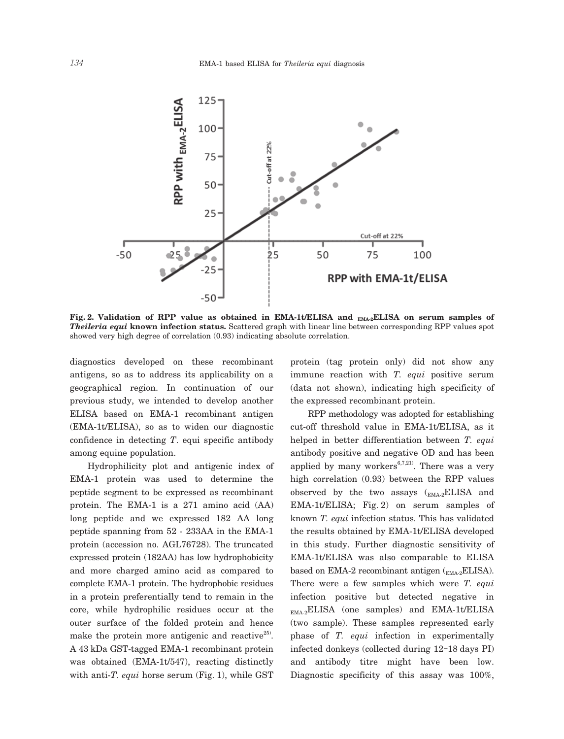Fig. 2. **Validation of RPP value as obtained in EMA-1t/ELISA and $_{EMA-2}$ELISA on serum samples of *Theileria equi* known infection status.** Scattered graph with linear line between corresponding RPP values spot showed very high degree of correlation (0.93) indicating absolute correlation.

diagnostics developed on these recombinant antigens, so as to address its applicability on a geographical region. In continuation of our previous study, we intended to develop another ELISA based on EMA-1 recombinant antigen (EMA-1t/ELISA), so as to widen our diagnostic confidence in detecting *T*. equi specific antibody among equine population.

Hydrophilicity plot and antigenic index of EMA-1 protein was used to determine the peptide segment to be expressed as recombinant protein. The EMA-1 is a 271 amino acid (AA) long peptide and we expressed 182 AA long peptide spanning from 52 - 233AA in the EMA-1 protein (accession no. AGL76728). The truncated expressed protein (182AA) has low hydrophobicity and more charged amino acid as compared to complete EMA-1 protein. The hydrophobic residues in a protein preferentially tend to remain in the core, while hydrophilic residues occur at the outer surface of the folded protein and hence make the protein more antigenic and reactive[25]. A 43 kDa GST-tagged EMA-1 recombinant protein was obtained (EMA-1t/547), reacting distinctly with anti-*T. equi* horse serum (Fig. 1), while GST protein (tag protein only) did not show any immune reaction with *T. equi* positive serum (data not shown), indicating high specificity of the expressed recombinant protein.

RPP methodology was adopted for establishing cut-off threshold value in EMA-1t/ELISA, as it helped in better differentiation between *T. equi* antibody positive and negative OD and has been applied by many workers[6,7,21]. There was a very high correlation (0.93) between the RPP values observed by the two assays ($_{EMA-2}$ELISA and EMA-1t/ELISA; Fig. 2) on serum samples of known *T. equi* infection status. This has validated the results obtained by EMA-1t/ELISA developed in this study. Further diagnostic sensitivity of EMA-1t/ELISA was also comparable to ELISA based on EMA-2 recombinant antigen ($_{EMA-2}$ELISA). There were a few samples which were *T. equi* infection positive but detected negative in $_{EMA-2}$ELISA (one samples) and EMA-1t/ELISA (two sample). These samples represented early phase of *T. equi* infection in experimentally infected donkeys (collected during 12–18 days PI) and antibody titre might have been low. Diagnostic specificity of this assay was 100%,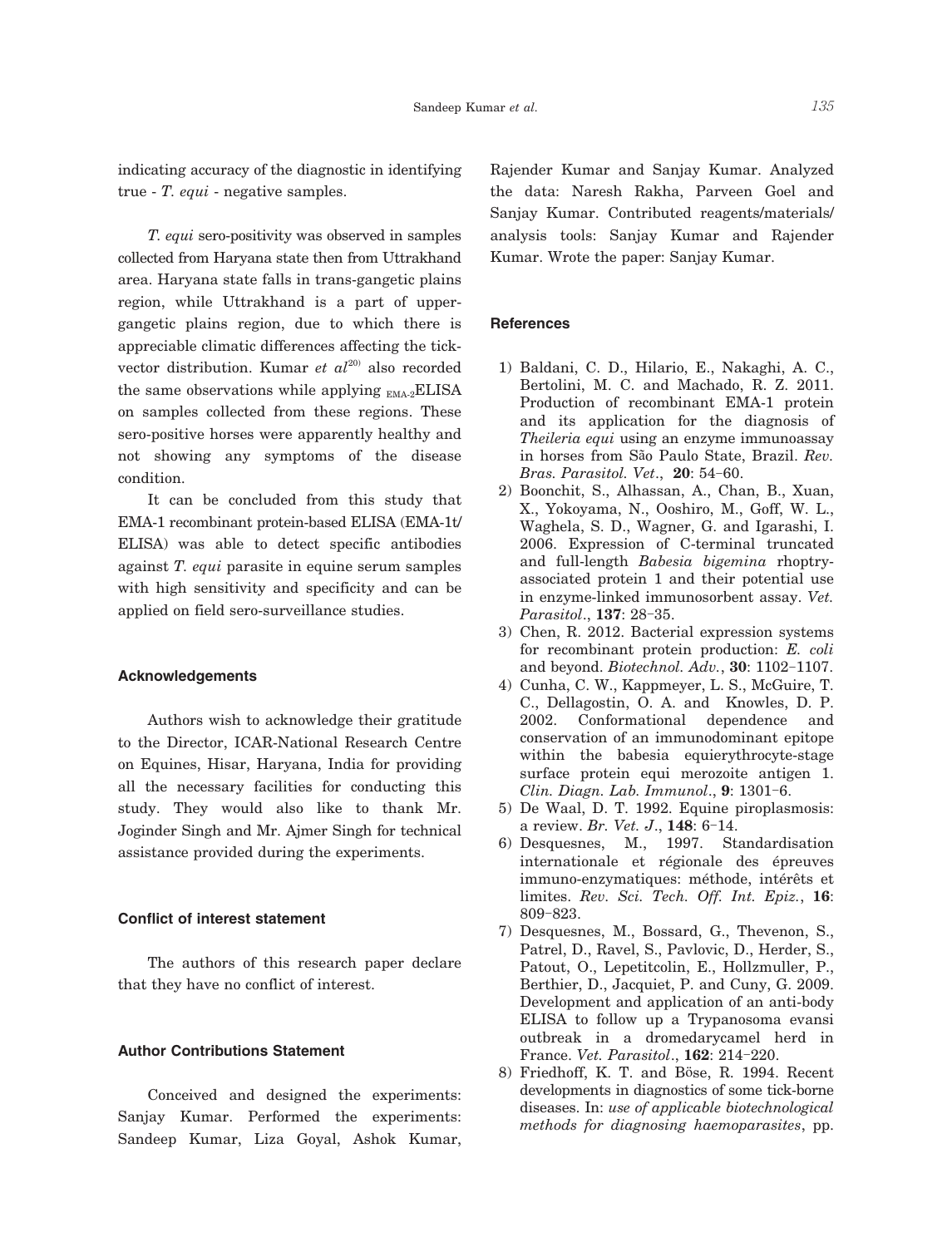indicating accuracy of the diagnostic in identifying true - *T. equi* - negative samples.

*T. equi* sero-positivity was observed in samples collected from Haryana state then from Uttrakhand area. Haryana state falls in trans-gangetic plains region, while Uttrakhand is a part of upper-gangetic plains region, due to which there is appreciable climatic differences affecting the tick-vector distribution. Kumar *et al*[20] also recorded the same observations while applying $_{EMA\text{-}2}$ELISA on samples collected from these regions. These sero-positive horses were apparently healthy and not showing any symptoms of the disease condition.

It can be concluded from this study that EMA-1 recombinant protein-based ELISA (EMA-1t/ELISA) was able to detect specific antibodies against *T. equi* parasite in equine serum samples with high sensitivity and specificity and can be applied on field sero-surveillance studies.

### Acknowledgements

Authors wish to acknowledge their gratitude to the Director, ICAR-National Research Centre on Equines, Hisar, Haryana, India for providing all the necessary facilities for conducting this study. They would also like to thank Mr. Joginder Singh and Mr. Ajmer Singh for technical assistance provided during the experiments.

### Conflict of interest statement

The authors of this research paper declare that they have no conflict of interest.

### Author Contributions Statement

Conceived and designed the experiments: Sanjay Kumar. Performed the experiments: Sandeep Kumar, Liza Goyal, Ashok Kumar, Rajender Kumar and Sanjay Kumar. Analyzed the data: Naresh Rakha, Parveen Goel and Sanjay Kumar. Contributed reagents/materials/analysis tools: Sanjay Kumar and Rajender Kumar. Wrote the paper: Sanjay Kumar.

### References

1) Baldani, C. D., Hilario, E., Nakaghi, A. C., Bertolini, M. C. and Machado, R. Z. 2011. Production of recombinant EMA-1 protein and its application for the diagnosis of *Theileria equi* using an enzyme immunoassay in horses from São Paulo State, Brazil. *Rev. Bras. Parasitol. Vet*., **20**: 54–60.
2) Boonchit, S., Alhassan, A., Chan, B., Xuan, X., Yokoyama, N., Ooshiro, M., Goff, W. L., Waghela, S. D., Wagner, G. and Igarashi, I. 2006. Expression of C-terminal truncated and full-length *Babesia bigemina* rhoptry-associated protein 1 and their potential use in enzyme-linked immunosorbent assay. *Vet. Parasitol*., **137**: 28–35.
3) Chen, R. 2012. Bacterial expression systems for recombinant protein production: *E. coli* and beyond. *Biotechnol. Adv.*, **30**: 1102–1107.
4) Cunha, C. W., Kappmeyer, L. S., McGuire, T. C., Dellagostin, O. A. and Knowles, D. P. 2002. Conformational dependence and conservation of an immunodominant epitope within the babesia equierythrocyte-stage surface protein equi merozoite antigen 1. *Clin. Diagn. Lab. Immunol*., **9**: 1301–6.
5) De Waal, D. T. 1992. Equine piroplasmosis: a review. *Br. Vet. J*., **148**: 6–14.
6) Desquesnes, M., 1997. Standardisation internationale et régionale des épreuves immuno-enzymatiques: méthode, intérêts et limites. *Rev. Sci. Tech. Off. Int. Epiz.*, **16**: 809–823.
7) Desquesnes, M., Bossard, G., Thevenon, S., Patrel, D., Ravel, S., Pavlovic, D., Herder, S., Patout, O., Lepetitcolin, E., Hollzmuller, P., Berthier, D., Jacquiet, P. and Cuny, G. 2009. Development and application of an anti-body ELISA to follow up a Trypanosoma evansi outbreak in a dromedarycamel herd in France. *Vet. Parasitol*., **162**: 214–220.
8) Friedhoff, K. T. and Böse, R. 1994. Recent developments in diagnostics of some tick-borne diseases. In: *use of applicable biotechnological methods for diagnosing haemoparasites*, pp.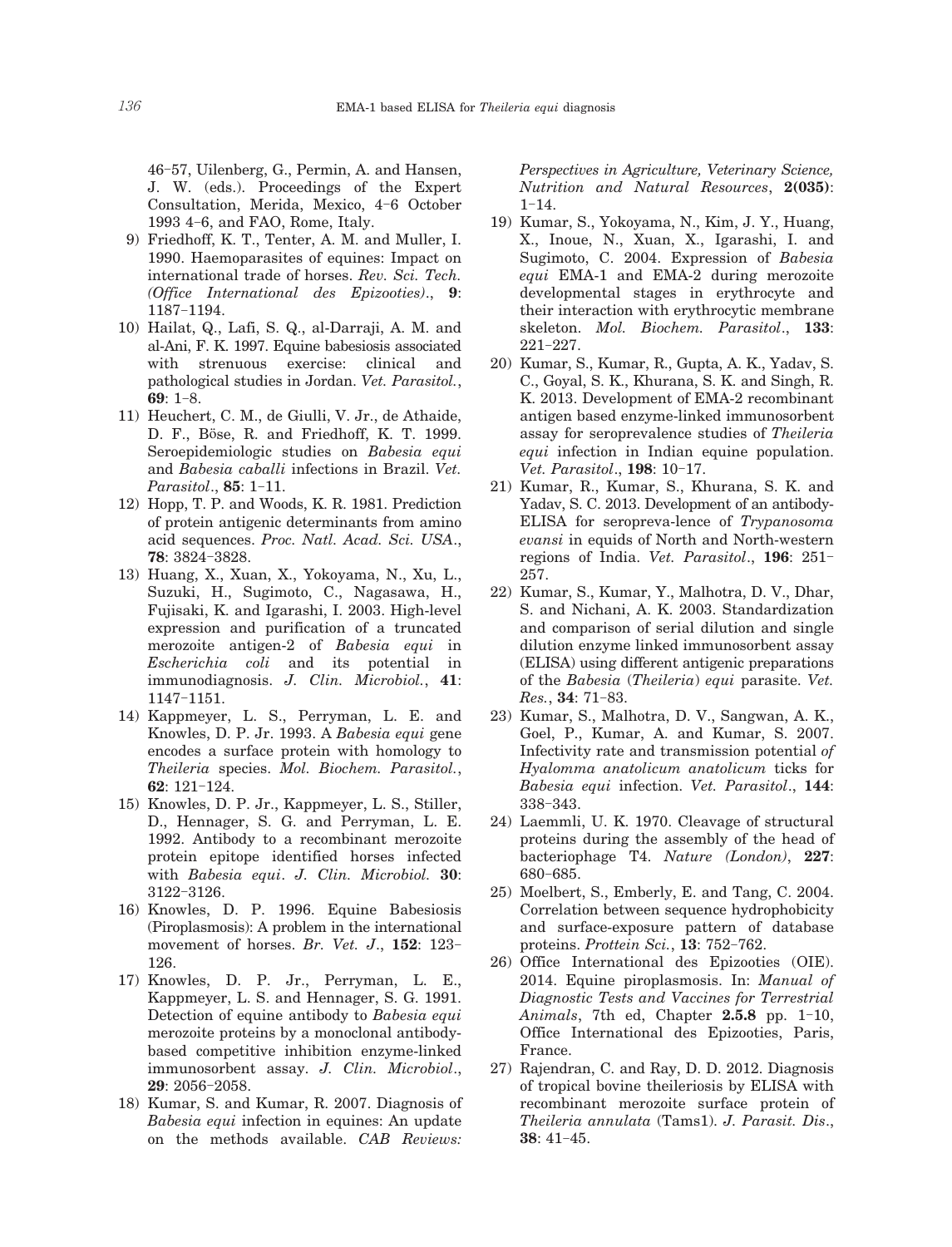46–57, Uilenberg, G., Permin, A. and Hansen, J. W. (eds.). Proceedings of the Expert Consultation, Merida, Mexico, 4–6 October 1993 4–6, and FAO, Rome, Italy.

9) Friedhoff, K. T., Tenter, A. M. and Muller, I. 1990. Haemoparasites of equines: Impact on international trade of horses. *Rev. Sci. Tech. (Office International des Epizooties)*., **9**: 1187–1194.
10) Hailat, Q., Lafi, S. Q., al-Darraji, A. M. and al-Ani, F. K. 1997. Equine babesiosis associated with strenuous exercise: clinical and pathological studies in Jordan. *Vet. Parasitol.*, **69**: 1–8.
11) Heuchert, C. M., de Giulli, V. Jr., de Athaide, D. F., Böse, R. and Friedhoff, K. T. 1999. Seroepidemiologic studies on *Babesia equi* and *Babesia caballi* infections in Brazil. *Vet. Parasitol*., **85**: 1–11.
12) Hopp, T. P. and Woods, K. R. 1981. Prediction of protein antigenic determinants from amino acid sequences. *Proc. Natl. Acad. Sci. USA*., **78**: 3824–3828.
13) Huang, X., Xuan, X., Yokoyama, N., Xu, L., Suzuki, H., Sugimoto, C., Nagasawa, H., Fujisaki, K. and Igarashi, I. 2003. High-level expression and purification of a truncated merozoite antigen-2 of *Babesia equi* in *Escherichia coli* and its potential in immunodiagnosis. *J. Clin. Microbiol.*, **41**: 1147–1151.
14) Kappmeyer, L. S., Perryman, L. E. and Knowles, D. P. Jr. 1993. A *Babesia equi* gene encodes a surface protein with homology to *Theileria* species. *Mol. Biochem. Parasitol.*, **62**: 121–124.
15) Knowles, D. P. Jr., Kappmeyer, L. S., Stiller, D., Hennager, S. G. and Perryman, L. E. 1992. Antibody to a recombinant merozoite protein epitope identified horses infected with *Babesia equi*. *J. Clin. Microbiol.* **30**: 3122–3126.
16) Knowles, D. P. 1996. Equine Babesiosis (Piroplasmosis): A problem in the international movement of horses. *Br. Vet. J*., **152**: 123–126.
17) Knowles, D. P. Jr., Perryman, L. E., Kappmeyer, L. S. and Hennager, S. G. 1991. Detection of equine antibody to *Babesia equi* merozoite proteins by a monoclonal antibody-based competitive inhibition enzyme-linked immunosorbent assay. *J. Clin. Microbiol*., **29**: 2056–2058.
18) Kumar, S. and Kumar, R. 2007. Diagnosis of *Babesia equi* infection in equines: An update on the methods available. *CAB Reviews: Perspectives in Agriculture, Veterinary Science, Nutrition and Natural Resources*, **2(035)**: 1–14.
19) Kumar, S., Yokoyama, N., Kim, J. Y., Huang, X., Inoue, N., Xuan, X., Igarashi, I. and Sugimoto, C. 2004. Expression of *Babesia equi* EMA-1 and EMA-2 during merozoite developmental stages in erythrocyte and their interaction with erythrocytic membrane skeleton. *Mol. Biochem. Parasitol*., **133**: 221–227.
20) Kumar, S., Kumar, R., Gupta, A. K., Yadav, S. C., Goyal, S. K., Khurana, S. K. and Singh, R. K. 2013. Development of EMA-2 recombinant antigen based enzyme-linked immunosorbent assay for seroprevalence studies of *Theileria equi* infection in Indian equine population. *Vet. Parasitol*., **198**: 10–17.
21) Kumar, R., Kumar, S., Khurana, S. K. and Yadav, S. C. 2013. Development of an antibody-ELISA for seropreva-lence of *Trypanosoma evansi* in equids of North and North-western regions of India. *Vet. Parasitol*., **196**: 251–257.
22) Kumar, S., Kumar, Y., Malhotra, D. V., Dhar, S. and Nichani, A. K. 2003. Standardization and comparison of serial dilution and single dilution enzyme linked immunosorbent assay (ELISA) using different antigenic preparations of the *Babesia* (*Theileria*) *equi* parasite. *Vet. Res.*, **34**: 71–83.
23) Kumar, S., Malhotra, D. V., Sangwan, A. K., Goel, P., Kumar, A. and Kumar, S. 2007. Infectivity rate and transmission potential *of Hyalomma anatolicum anatolicum* ticks for *Babesia equi* infection. *Vet. Parasitol*., **144**: 338–343.
24) Laemmli, U. K. 1970. Cleavage of structural proteins during the assembly of the head of bacteriophage T4. *Nature (London)*, **227**: 680–685.
25) Moelbert, S., Emberly, E. and Tang, C. 2004. Correlation between sequence hydrophobicity and surface-exposure pattern of database proteins. *Prottein Sci.*, **13**: 752–762.
26) Office International des Epizooties (OIE). 2014. Equine piroplasmosis. In: *Manual of Diagnostic Tests and Vaccines for Terrestrial Animals*, 7th ed, Chapter **2.5.8** pp. 1–10, Office International des Epizooties, Paris, France.
27) Rajendran, C. and Ray, D. D. 2012. Diagnosis of tropical bovine theileriosis by ELISA with recombinant merozoite surface protein of *Theileria annulata* (Tams1). *J. Parasit. Dis*., **38**: 41–45.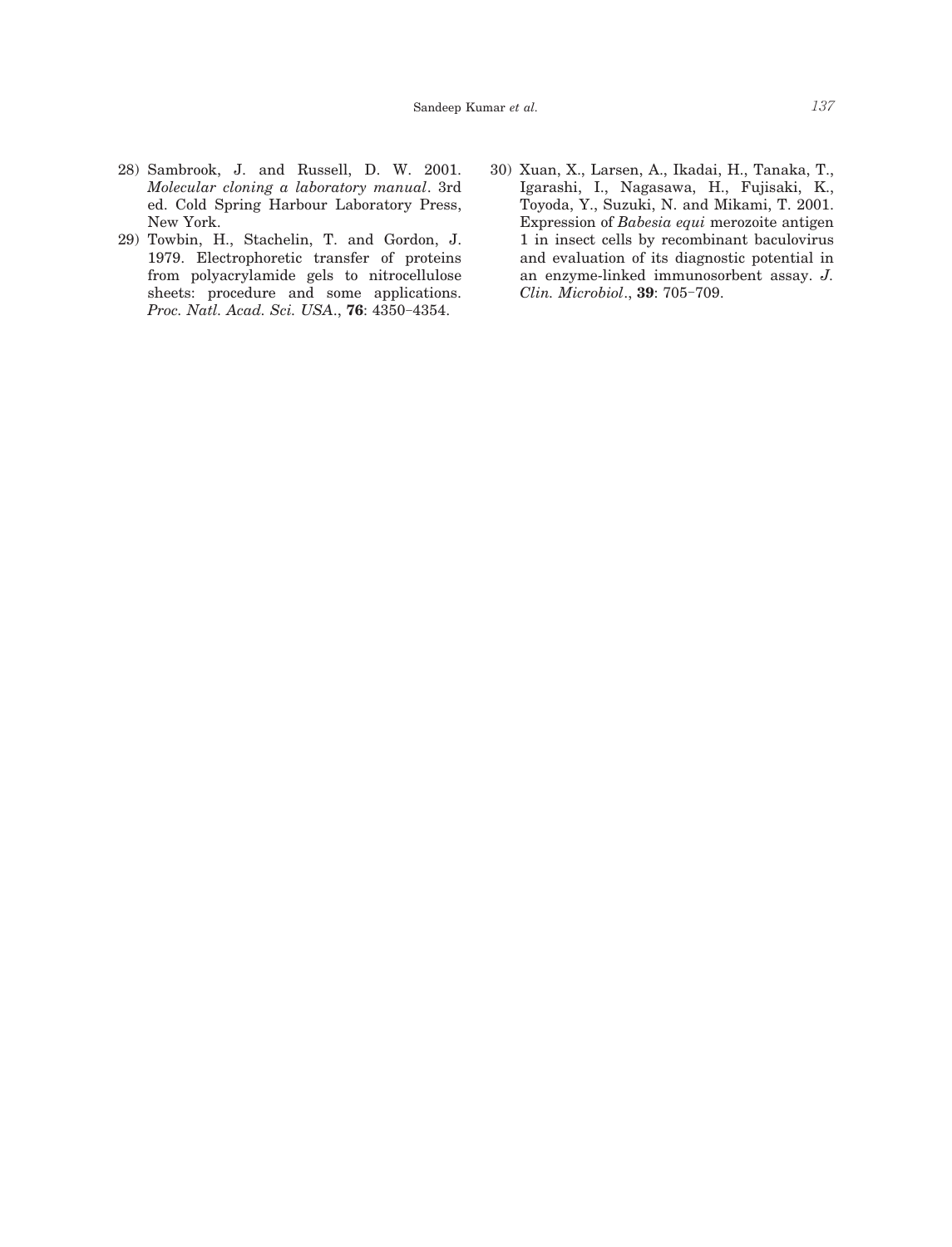28) Sambrook, J. and Russell, D. W. 2001. *Molecular cloning a laboratory manual*. 3rd ed. Cold Spring Harbour Laboratory Press, New York.

29) Towbin, H., Stachelin, T. and Gordon, J. 1979. Electrophoretic transfer of proteins from polyacrylamide gels to nitrocellulose sheets: procedure and some applications. *Proc. Natl. Acad. Sci. USA*., **76**: 4350–4354.

30) Xuan, X., Larsen, A., Ikadai, H., Tanaka, T., Igarashi, I., Nagasawa, H., Fujisaki, K., Toyoda, Y., Suzuki, N. and Mikami, T. 2001. Expression of *Babesia equi* merozoite antigen 1 in insect cells by recombinant baculovirus and evaluation of its diagnostic potential in an enzyme-linked immunosorbent assay. *J. Clin. Microbiol*., **39**: 705–709.